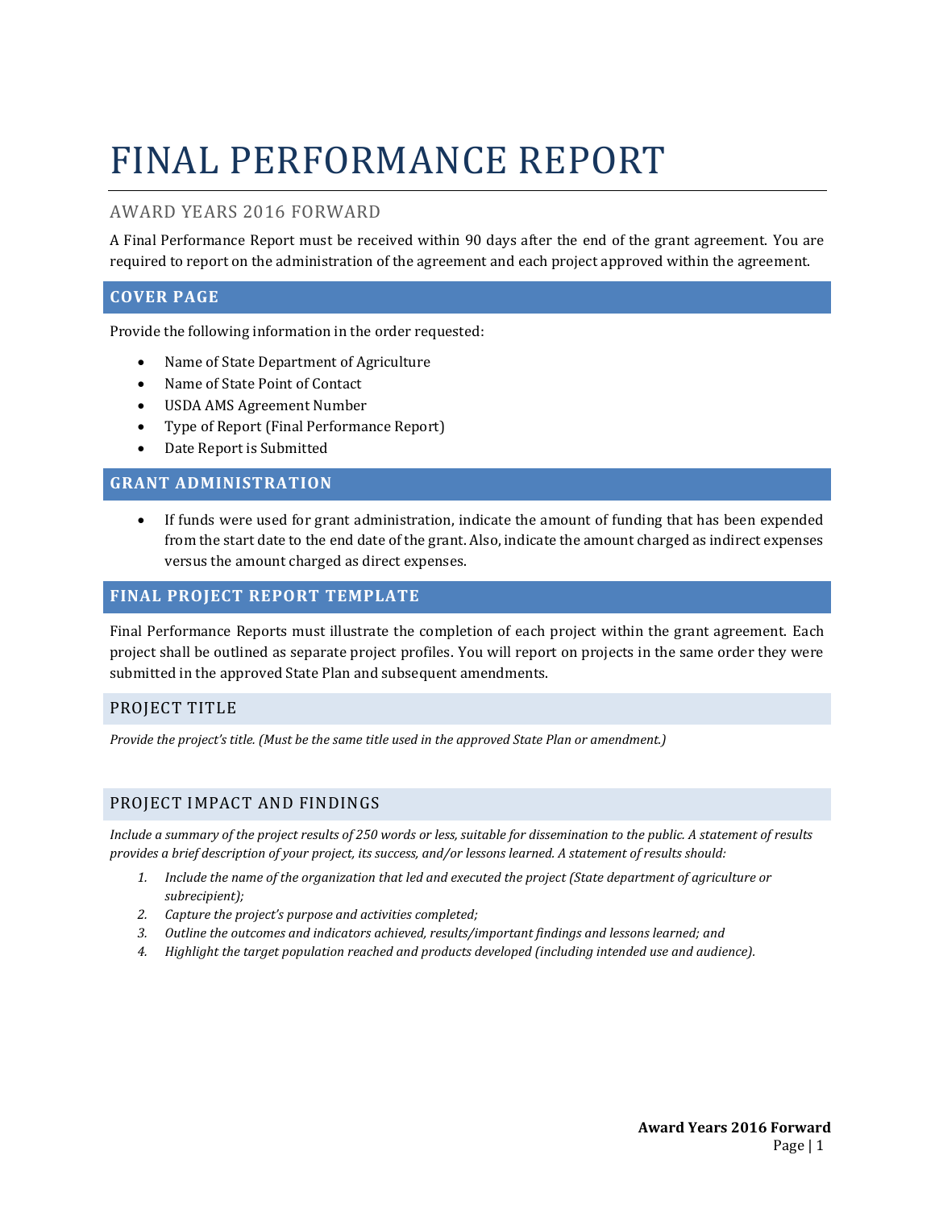# FINAL PERFORMANCE REPORT

## AWARD YEARS 2016 FORWARD

A Final Performance Report must be received within 90 days after the end of the grant agreement. You are required to report on the administration of the agreement and each project approved within the agreement.

## COVER PAGE

Provide the following information in the order requested:

- Name of State Department of Agriculture
- Name of State Point of Contact
- USDA AMS Agreement Number
- Type of Report (Final Performance Report)
- Date Report is Submitted

## GRANT ADMINISTRATION

- If funds were used for grant administration, indicate the amount of funding that has been expended from the start date to the end date of the grant. Also, indicate the amount charged as indirect expenses versus the amount charged as direct expenses.

## FINAL PROJECT REPORT TEMPLATE

Final Performance Reports must illustrate the completion of each project within the grant agreement. Each project shall be outlined as separate project profiles. You will report on projects in the same order they were submitted in the approved State Plan and subsequent amendments.

### PROJECT TITLE

*Provide the project's title. (Must be the same title used in the approved State Plan or amendment.)*

### PROJECT IMPACT AND FINDINGS

*Include a summary of the project results of 250 words or less, suitable for dissemination to the public. A statement of results provides a brief description of your project, its success, and/or lessons learned. A statement of results should:*

1. *Include the name of the organization that led and executed the project (State department of agriculture or subrecipient);*
2. *Capture the project's purpose and activities completed;*
3. *Outline the outcomes and indicators achieved, results/important findings and lessons learned; and*
4. *Highlight the target population reached and products developed (including intended use and audience).*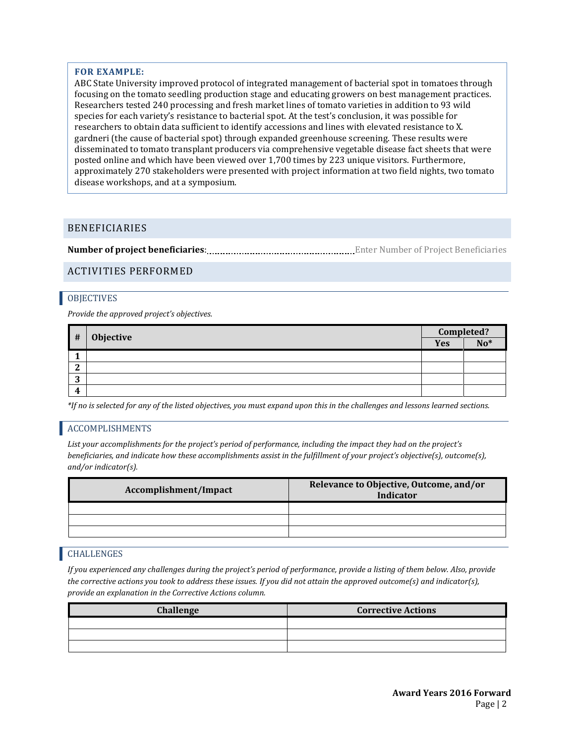**FOR EXAMPLE:**
ABC State University improved protocol of integrated management of bacterial spot in tomatoes through focusing on the tomato seedling production stage and educating growers on best management practices. Researchers tested 240 processing and fresh market lines of tomato varieties in addition to 93 wild species for each variety's resistance to bacterial spot. At the test's conclusion, it was possible for researchers to obtain data sufficient to identify accessions and lines with elevated resistance to X. gardneri (the cause of bacterial spot) through expanded greenhouse screening. These results were disseminated to tomato transplant producers via comprehensive vegetable disease fact sheets that were posted online and which have been viewed over 1,700 times by 223 unique visitors. Furthermore, approximately 270 stakeholders were presented with project information at two field nights, two tomato disease workshops, and at a symposium.

## BENEFICIARIES

**Number of project beneficiaries**: Enter Number of Project Beneficiaries

## ACTIVITIES PERFORMED

### OBJECTIVES

*Provide the approved project's objectives.*

| # | Objective | Completed? | |
|---|---|---|---|
| | | Yes | No* |
| 1 | | | |
| 2 | | | |
| 3 | | | |
| 4 | | | |

*If no is selected for any of the listed objectives, you must expand upon this in the challenges and lessons learned sections.*

### ACCOMPLISHMENTS

*List your accomplishments for the project's period of performance, including the impact they had on the project's beneficiaries, and indicate how these accomplishments assist in the fulfillment of your project's objective(s), outcome(s), and/or indicator(s).*

| Accomplishment/Impact | Relevance to Objective, Outcome, and/or Indicator |
|---|---|
| | |
| | |
| | |

### CHALLENGES

*If you experienced any challenges during the project's period of performance, provide a listing of them below. Also, provide the corrective actions you took to address these issues. If you did not attain the approved outcome(s) and indicator(s), provide an explanation in the Corrective Actions column.*

| Challenge | Corrective Actions |
|---|---|
| | |
| | |
| | |

**Award Years 2016 Forward**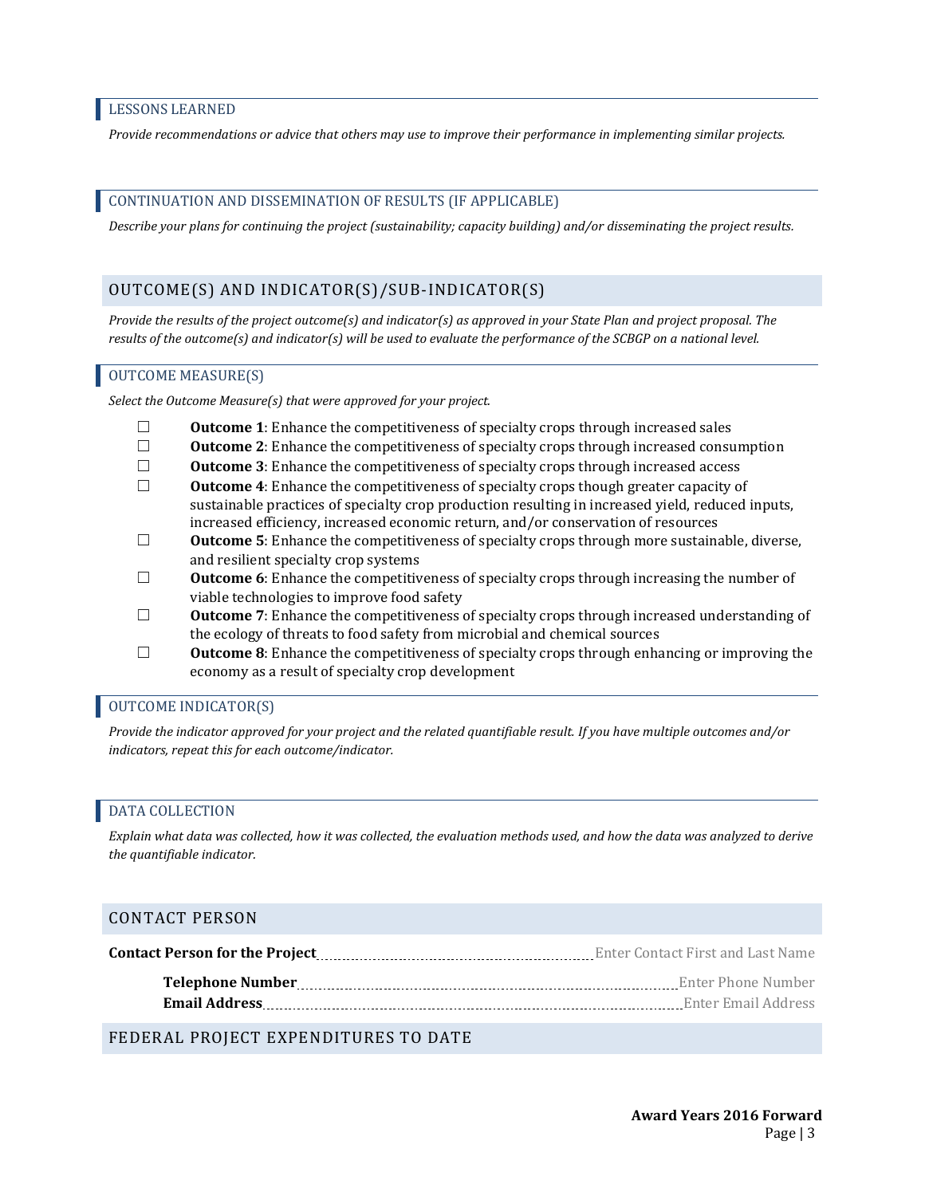### LESSONS LEARNED

*Provide recommendations or advice that others may use to improve their performance in implementing similar projects.*

### CONTINUATION AND DISSEMINATION OF RESULTS (IF APPLICABLE)

*Describe your plans for continuing the project (sustainability; capacity building) and/or disseminating the project results.*

## OUTCOME(S) AND INDICATOR(S)/SUB-INDICATOR(S)

*Provide the results of the project outcome(s) and indicator(s) as approved in your State Plan and project proposal. The results of the outcome(s) and indicator(s) will be used to evaluate the performance of the SCBGP on a national level.*

### OUTCOME MEASURE(S)

*Select the Outcome Measure(s) that were approved for your project.*

- ☐ **Outcome 1**: Enhance the competitiveness of specialty crops through increased sales
- ☐ **Outcome 2**: Enhance the competitiveness of specialty crops through increased consumption
- ☐ **Outcome 3**: Enhance the competitiveness of specialty crops through increased access
- ☐ **Outcome 4**: Enhance the competitiveness of specialty crops though greater capacity of sustainable practices of specialty crop production resulting in increased yield, reduced inputs, increased efficiency, increased economic return, and/or conservation of resources
- ☐ **Outcome 5**: Enhance the competitiveness of specialty crops through more sustainable, diverse, and resilient specialty crop systems
- ☐ **Outcome 6**: Enhance the competitiveness of specialty crops through increasing the number of viable technologies to improve food safety
- ☐ **Outcome 7**: Enhance the competitiveness of specialty crops through increased understanding of the ecology of threats to food safety from microbial and chemical sources
- ☐ **Outcome 8**: Enhance the competitiveness of specialty crops through enhancing or improving the economy as a result of specialty crop development

### OUTCOME INDICATOR(S)

*Provide the indicator approved for your project and the related quantifiable result. If you have multiple outcomes and/or indicators, repeat this for each outcome/indicator.*

### DATA COLLECTION

*Explain what data was collected, how it was collected, the evaluation methods used, and how the data was analyzed to derive the quantifiable indicator.*

## CONTACT PERSON

**Contact Person for the Project** ........ Enter Contact First and Last Name

**Telephone Number** ........ Enter Phone Number

**Email Address** ........ Enter Email Address

## FEDERAL PROJECT EXPENDITURES TO DATE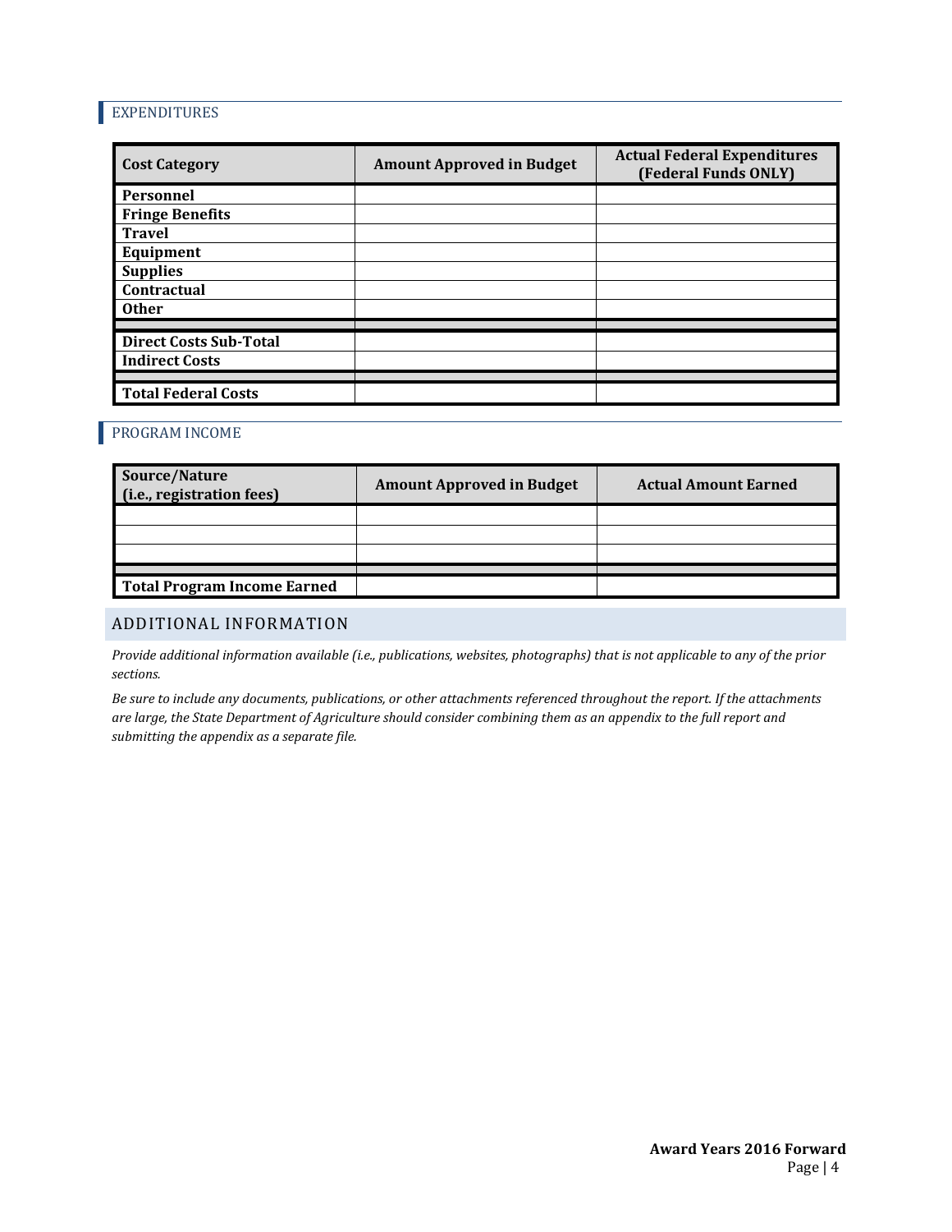## EXPENDITURES

| Cost Category | Amount Approved in Budget | Actual Federal Expenditures (Federal Funds ONLY) |
|---|---|---|
| **Personnel** | | |
| **Fringe Benefits** | | |
| **Travel** | | |
| **Equipment** | | |
| **Supplies** | | |
| **Contractual** | | |
| **Other** | | |
| | | |
| **Direct Costs Sub-Total** | | |
| **Indirect Costs** | | |
| | | |
| **Total Federal Costs** | | |

## PROGRAM INCOME

| Source/Nature (i.e., registration fees) | Amount Approved in Budget | Actual Amount Earned |
|---|---|---|
| | | |
| | | |
| | | |
| | | |
| **Total Program Income Earned** | | |

# ADDITIONAL INFORMATION

*Provide additional information available (i.e., publications, websites, photographs) that is not applicable to any of the prior sections.*

*Be sure to include any documents, publications, or other attachments referenced throughout the report. If the attachments are large, the State Department of Agriculture should consider combining them as an appendix to the full report and submitting the appendix as a separate file.*

**Award Years 2016 Forward**